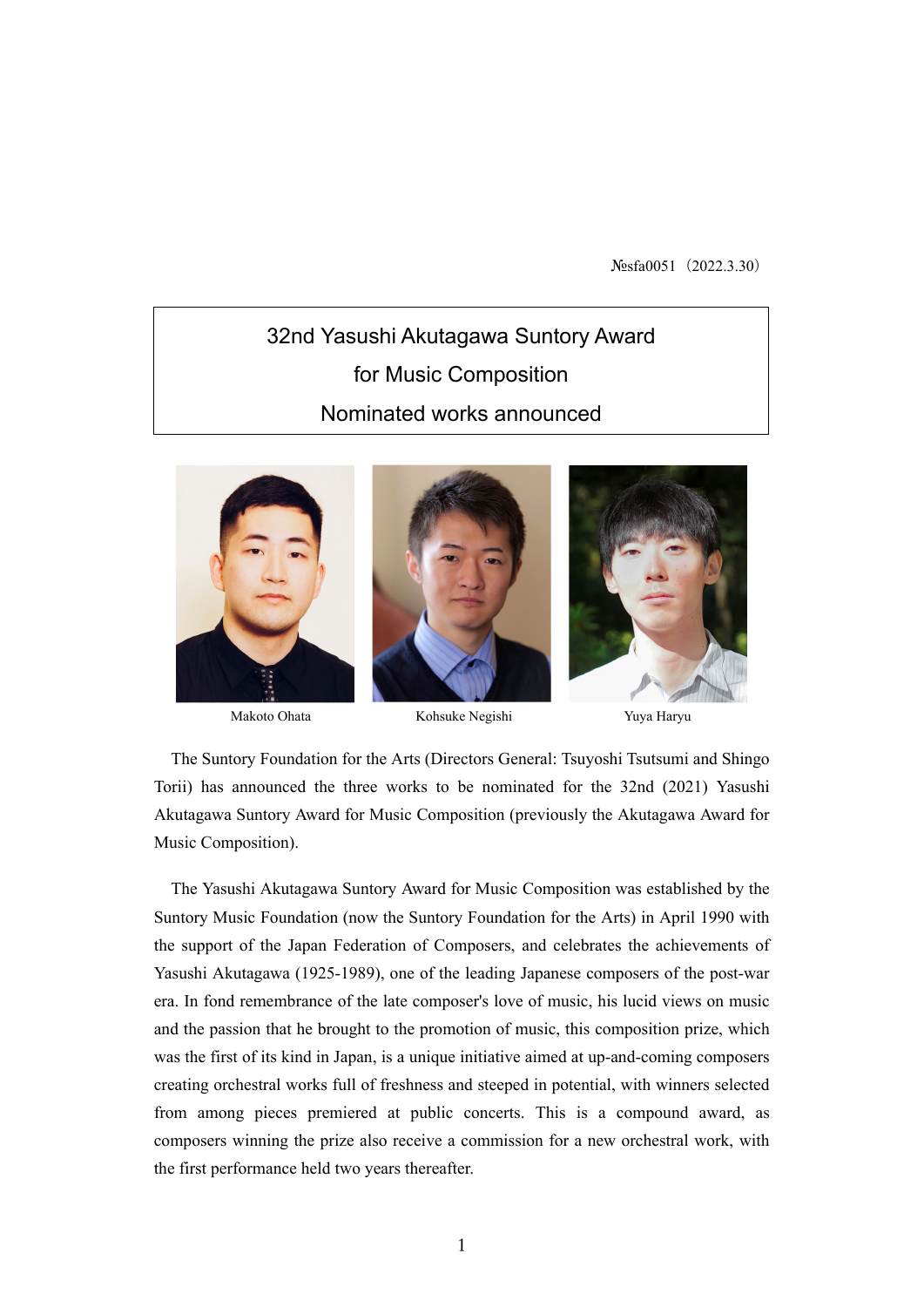№sfa0051（2022.3.30）

# 32nd Yasushi Akutagawa Suntory Award for Music Composition Nominated works announced

Makoto Ohata　　Kohsuke Negishi　　Yuya Haryu

The Suntory Foundation for the Arts (Directors General: Tsuyoshi Tsutsumi and Shingo Torii) has announced the three works to be nominated for the 32nd (2021) Yasushi Akutagawa Suntory Award for Music Composition (previously the Akutagawa Award for Music Composition).

The Yasushi Akutagawa Suntory Award for Music Composition was established by the Suntory Music Foundation (now the Suntory Foundation for the Arts) in April 1990 with the support of the Japan Federation of Composers, and celebrates the achievements of Yasushi Akutagawa (1925-1989), one of the leading Japanese composers of the post-war era. In fond remembrance of the late composer's love of music, his lucid views on music and the passion that he brought to the promotion of music, this composition prize, which was the first of its kind in Japan, is a unique initiative aimed at up-and-coming composers creating orchestral works full of freshness and steeped in potential, with winners selected from among pieces premiered at public concerts. This is a compound award, as composers winning the prize also receive a commission for a new orchestral work, with the first performance held two years thereafter.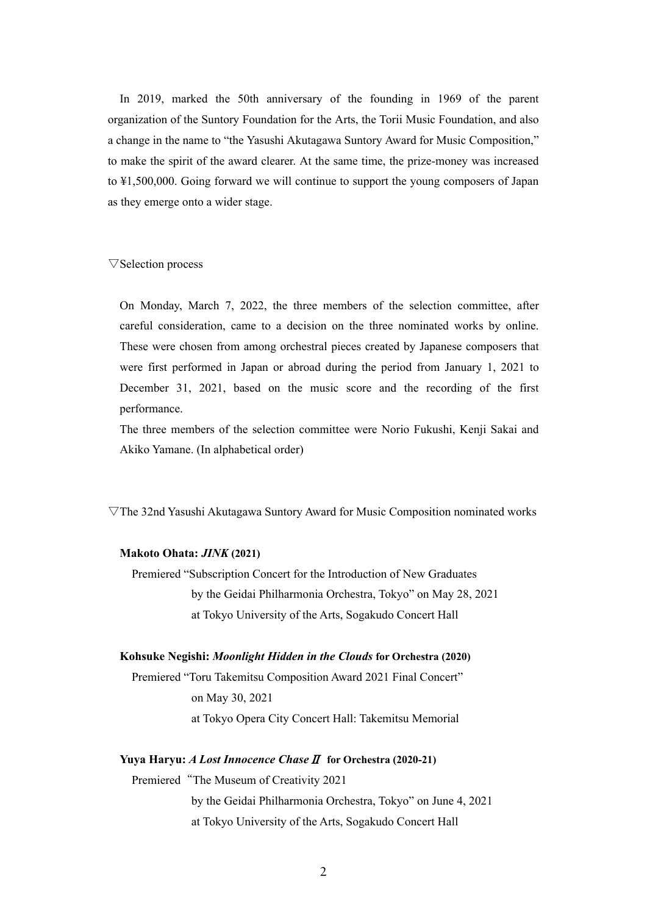In 2019, marked the 50th anniversary of the founding in 1969 of the parent organization of the Suntory Foundation for the Arts, the Torii Music Foundation, and also a change in the name to "the Yasushi Akutagawa Suntory Award for Music Composition," to make the spirit of the award clearer. At the same time, the prize-money was increased to ¥1,500,000. Going forward we will continue to support the young composers of Japan as they emerge onto a wider stage.

## ▽Selection process

On Monday, March 7, 2022, the three members of the selection committee, after careful consideration, came to a decision on the three nominated works by online. These were chosen from among orchestral pieces created by Japanese composers that were first performed in Japan or abroad during the period from January 1, 2021 to December 31, 2021, based on the music score and the recording of the first performance.

The three members of the selection committee were Norio Fukushi, Kenji Sakai and Akiko Yamane. (In alphabetical order)

## ▽The 32nd Yasushi Akutagawa Suntory Award for Music Composition nominated works

**Makoto Ohata: *JINK* (2021)**

Premiered "Subscription Concert for the Introduction of New Graduates by the Geidai Philharmonia Orchestra, Tokyo" on May 28, 2021 at Tokyo University of the Arts, Sogakudo Concert Hall

**Kohsuke Negishi: *Moonlight Hidden in the Clouds* for Orchestra (2020)**

Premiered "Toru Takemitsu Composition Award 2021 Final Concert" on May 30, 2021 at Tokyo Opera City Concert Hall: Takemitsu Memorial

**Yuya Haryu: *A Lost Innocence Chase Ⅱ* for Orchestra (2020-21)**

Premiered "The Museum of Creativity 2021 by the Geidai Philharmonia Orchestra, Tokyo" on June 4, 2021 at Tokyo University of the Arts, Sogakudo Concert Hall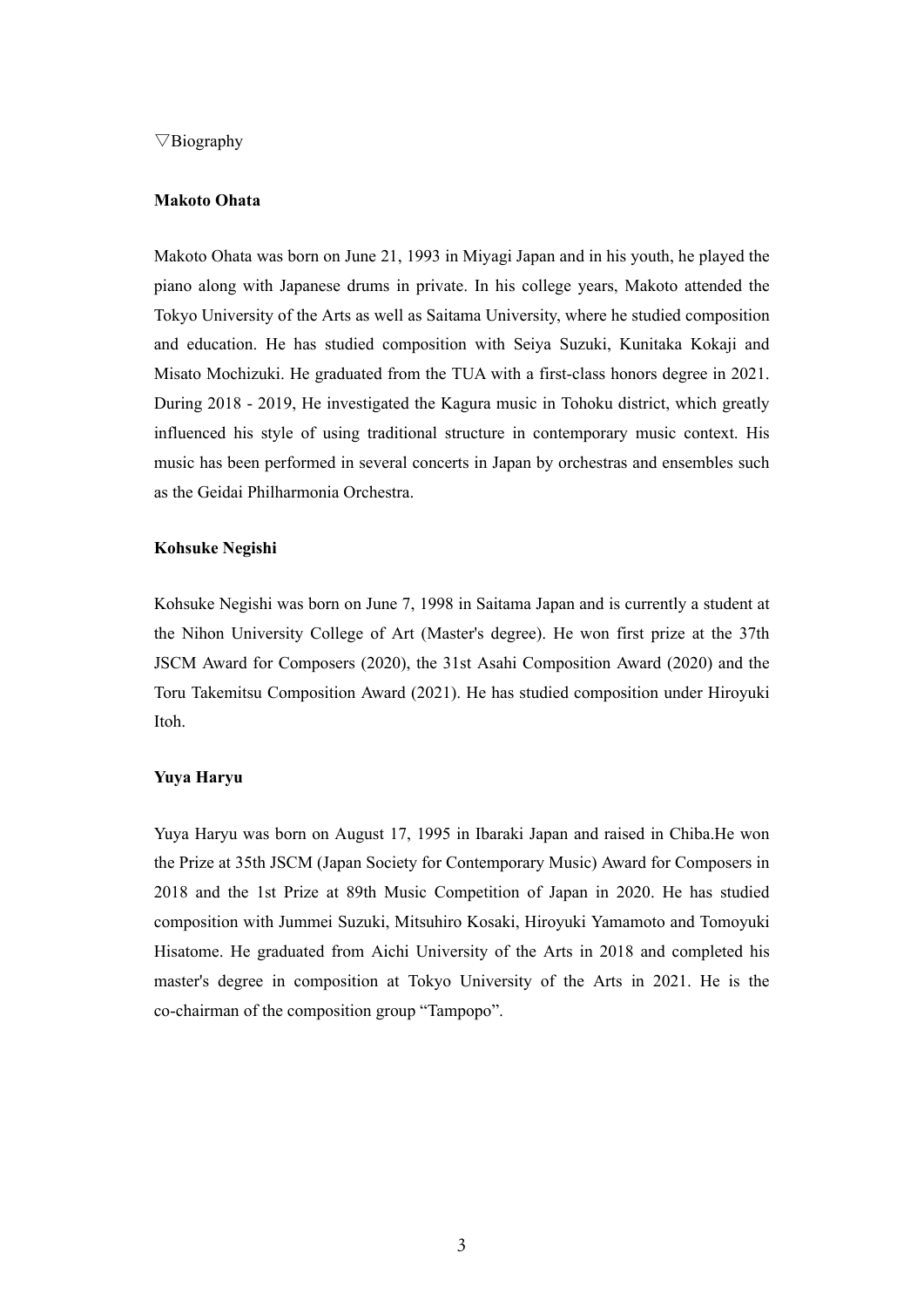▽Biography

**Makoto Ohata**

Makoto Ohata was born on June 21, 1993 in Miyagi Japan and in his youth, he played the piano along with Japanese drums in private. In his college years, Makoto attended the Tokyo University of the Arts as well as Saitama University, where he studied composition and education. He has studied composition with Seiya Suzuki, Kunitaka Kokaji and Misato Mochizuki. He graduated from the TUA with a first-class honors degree in 2021. During 2018 - 2019, He investigated the Kagura music in Tohoku district, which greatly influenced his style of using traditional structure in contemporary music context. His music has been performed in several concerts in Japan by orchestras and ensembles such as the Geidai Philharmonia Orchestra.

**Kohsuke Negishi**

Kohsuke Negishi was born on June 7, 1998 in Saitama Japan and is currently a student at the Nihon University College of Art (Master's degree). He won first prize at the 37th JSCM Award for Composers (2020), the 31st Asahi Composition Award (2020) and the Toru Takemitsu Composition Award (2021). He has studied composition under Hiroyuki Itoh.

**Yuya Haryu**

Yuya Haryu was born on August 17, 1995 in Ibaraki Japan and raised in Chiba.He won the Prize at 35th JSCM (Japan Society for Contemporary Music) Award for Composers in 2018 and the 1st Prize at 89th Music Competition of Japan in 2020. He has studied composition with Jummei Suzuki, Mitsuhiro Kosaki, Hiroyuki Yamamoto and Tomoyuki Hisatome. He graduated from Aichi University of the Arts in 2018 and completed his master's degree in composition at Tokyo University of the Arts in 2021. He is the co-chairman of the composition group "Tampopo".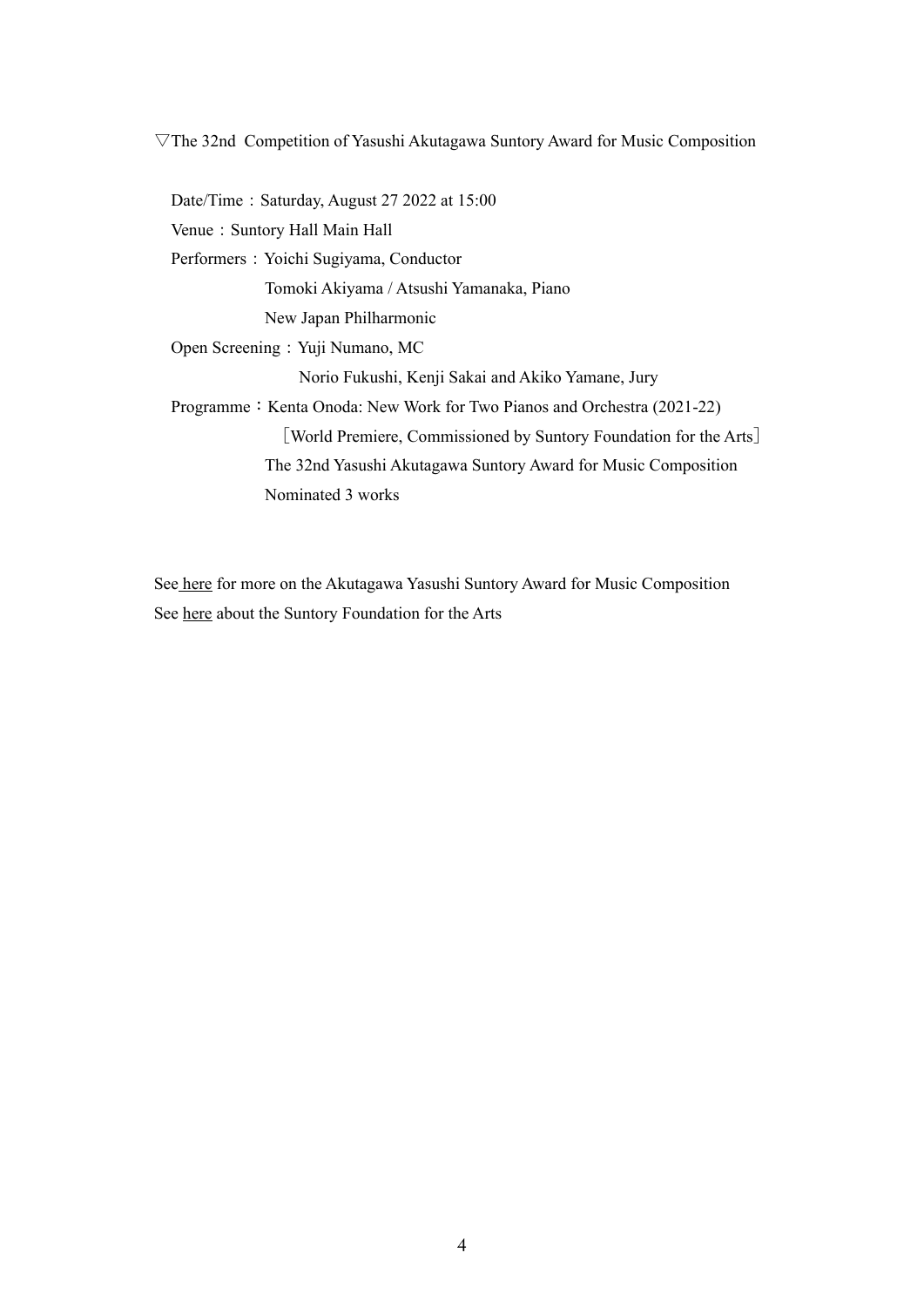▽The 32nd Competition of Yasushi Akutagawa Suntory Award for Music Composition

Date/Time：Saturday, August 27 2022 at 15:00

Venue：Suntory Hall Main Hall

Performers：Yoichi Sugiyama, Conductor

Tomoki Akiyama / Atsushi Yamanaka, Piano

New Japan Philharmonic

Open Screening：Yuji Numano, MC

Norio Fukushi, Kenji Sakai and Akiko Yamane, Jury

Programme：Kenta Onoda: New Work for Two Pianos and Orchestra (2021-22)

［World Premiere, Commissioned by Suntory Foundation for the Arts］

The 32nd Yasushi Akutagawa Suntory Award for Music Composition

Nominated 3 works

See here for more on the Akutagawa Yasushi Suntory Award for Music Composition

See here about the Suntory Foundation for the Arts